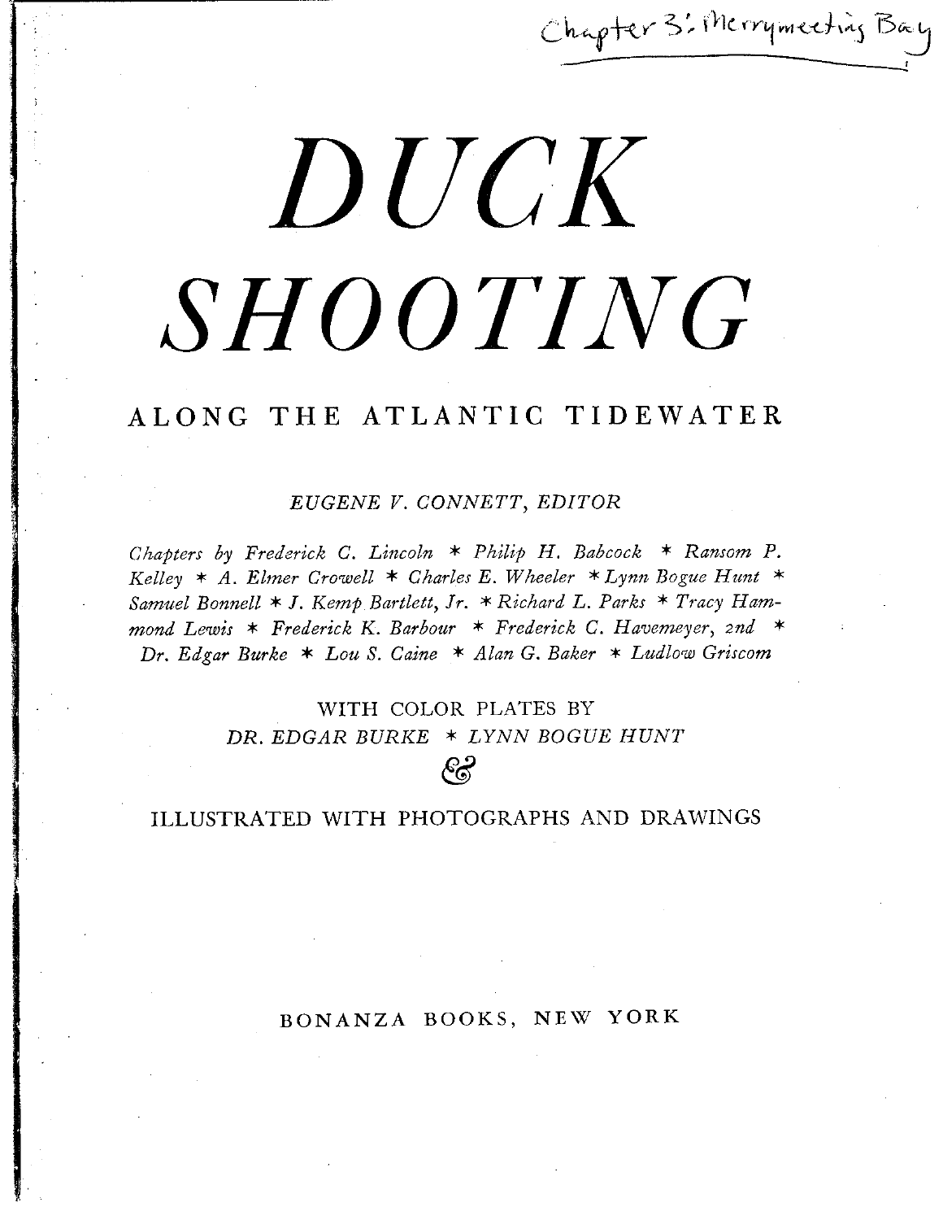Chapter 3: Merrymeeting Bay

# DUCK SHOOTING

## ALONG THE ATLANTIC TIDEWATER

*EUGENE V. CONNETT, EDITOR*

*Chapters by Frederick C. Lincoln * Philip H. Babcock * Ransom P. Kelley * A. Elmer Crowell * Charles E. Wheeler * Lynn Bogue Hunt * Samuel Bonnell * J. Kemp Bartlett, Jr. * Richard L. Parks * Tracy Hammond Lewis * Frederick K. Barbour * Frederick C. Havemeyer, 2nd * Dr. Edgar Burke * Lou S. Caine * Alan G. Baker * Ludlow Griscom*

WITH COLOR PLATES BY
*DR. EDGAR BURKE * LYNN BOGUE HUNT*
&

ILLUSTRATED WITH PHOTOGRAPHS AND DRAWINGS

BONANZA BOOKS, NEW YORK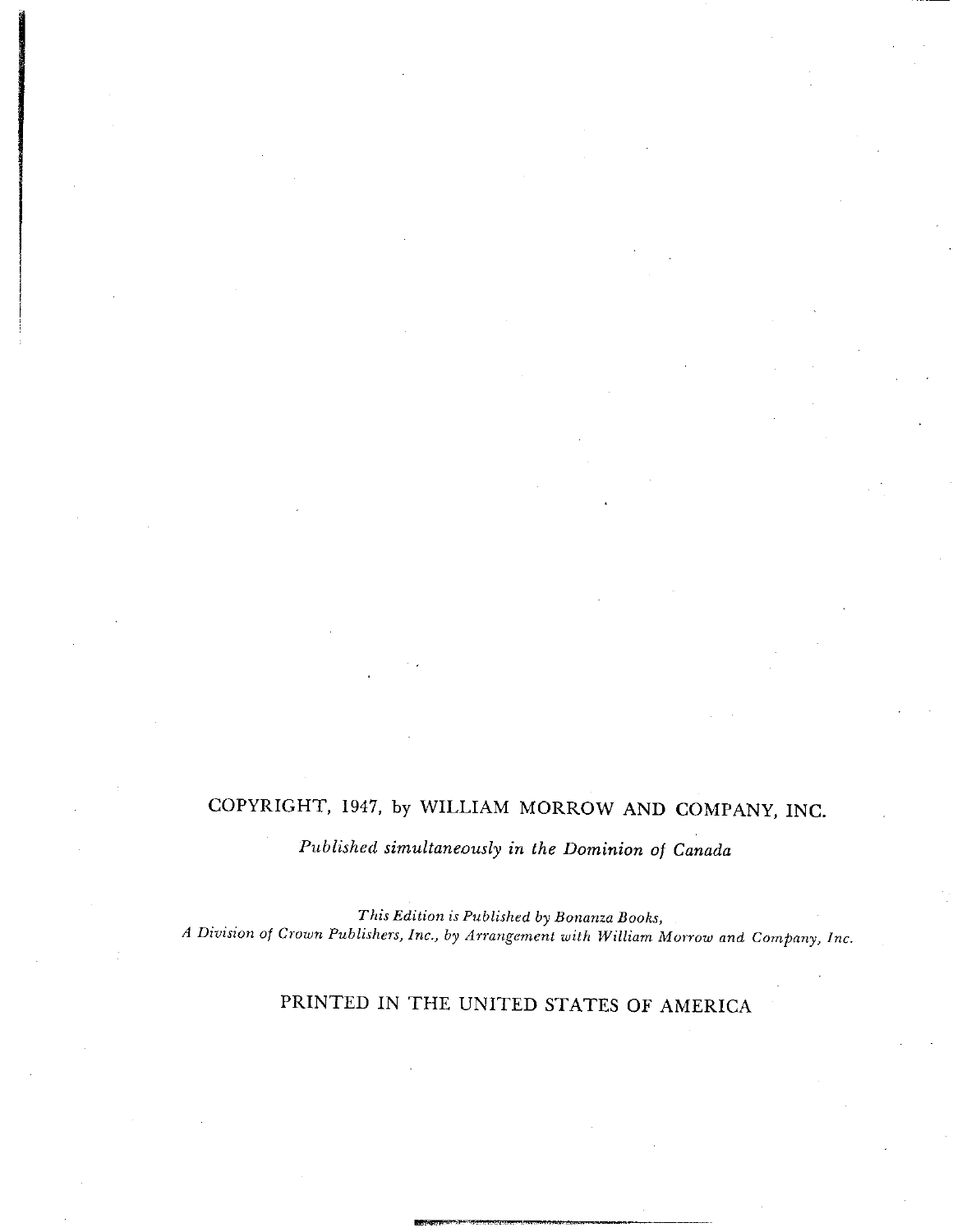COPYRIGHT, 1947, by WILLIAM MORROW AND COMPANY, INC.

*Published simultaneously in the Dominion of Canada*

*This Edition is Published by Bonanza Books,*
*A Division of Crown Publishers, Inc., by Arrangement with William Morrow and Company, Inc.*

PRINTED IN THE UNITED STATES OF AMERICA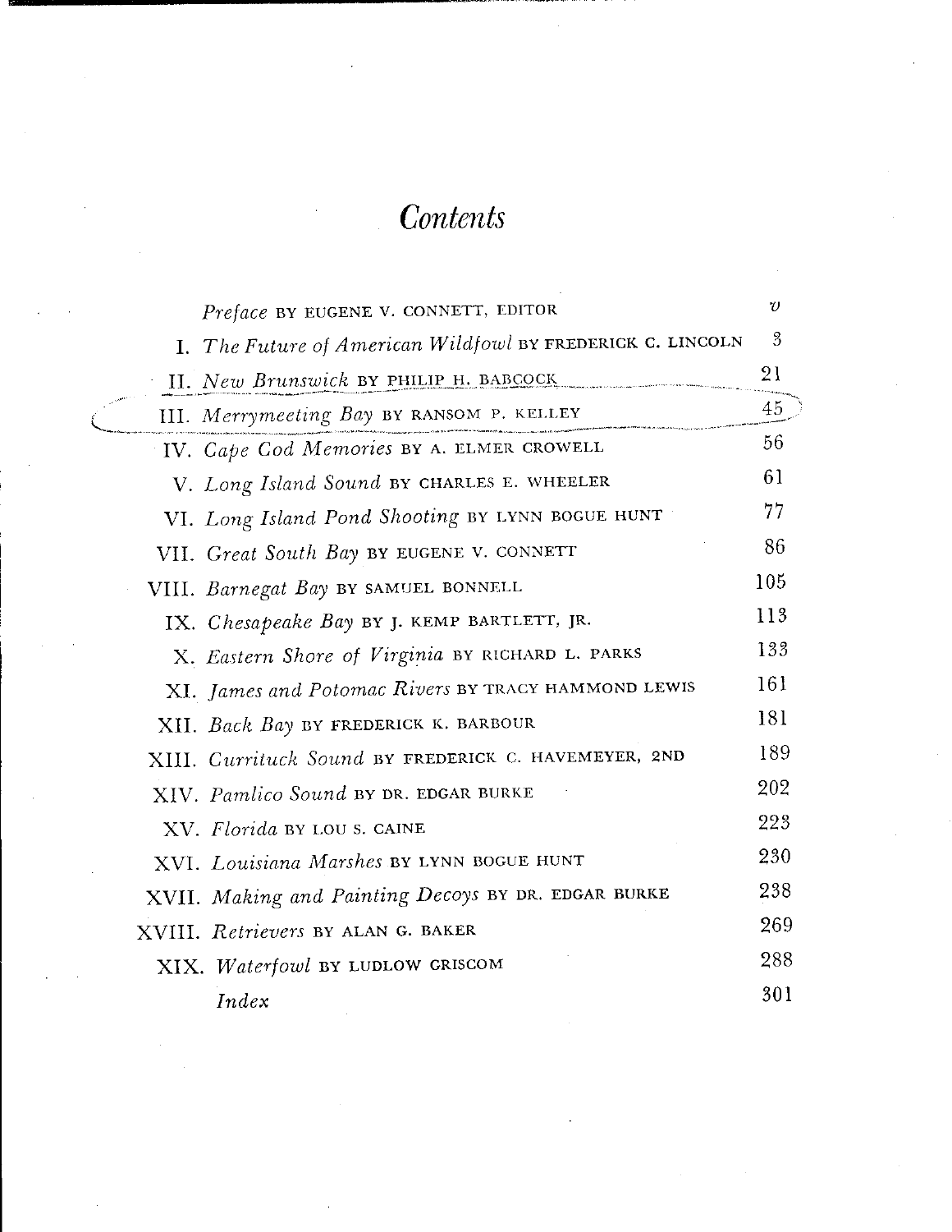# *Contents*

| | | |
|---|---|---|
| | *Preface* BY EUGENE V. CONNETT, EDITOR | *v* |
| I. | *The Future of American Wildfowl* BY FREDERICK C. LINCOLN | 3 |
| II. | *New Brunswick* BY PHILIP H. BABCOCK | 21 |
| III. | *Merrymeeting Bay* BY RANSOM P. KELLEY | 45 |
| IV. | *Cape Cod Memories* BY A. ELMER CROWELL | 56 |
| V. | *Long Island Sound* BY CHARLES E. WHEELER | 61 |
| VI. | *Long Island Pond Shooting* BY LYNN BOGUE HUNT | 77 |
| VII. | *Great South Bay* BY EUGENE V. CONNETT | 86 |
| VIII. | *Barnegat Bay* BY SAMUEL BONNELL | 105 |
| IX. | *Chesapeake Bay* BY J. KEMP BARTLETT, JR. | 113 |
| X. | *Eastern Shore of Virginia* BY RICHARD L. PARKS | 133 |
| XI. | *James and Potomac Rivers* BY TRACY HAMMOND LEWIS | 161 |
| XII. | *Back Bay* BY FREDERICK K. BARBOUR | 181 |
| XIII. | *Currituck Sound* BY FREDERICK C. HAVEMEYER, 2ND | 189 |
| XIV. | *Pamlico Sound* BY DR. EDGAR BURKE | 202 |
| XV. | *Florida* BY LOU S. CAINE | 223 |
| XVI. | *Louisiana Marshes* BY LYNN BOGUE HUNT | 230 |
| XVII. | *Making and Painting Decoys* BY DR. EDGAR BURKE | 238 |
| XVIII. | *Retrievers* BY ALAN G. BAKER | 269 |
| XIX. | *Waterfowl* BY LUDLOW GRISCOM | 288 |
| | *Index* | 301 |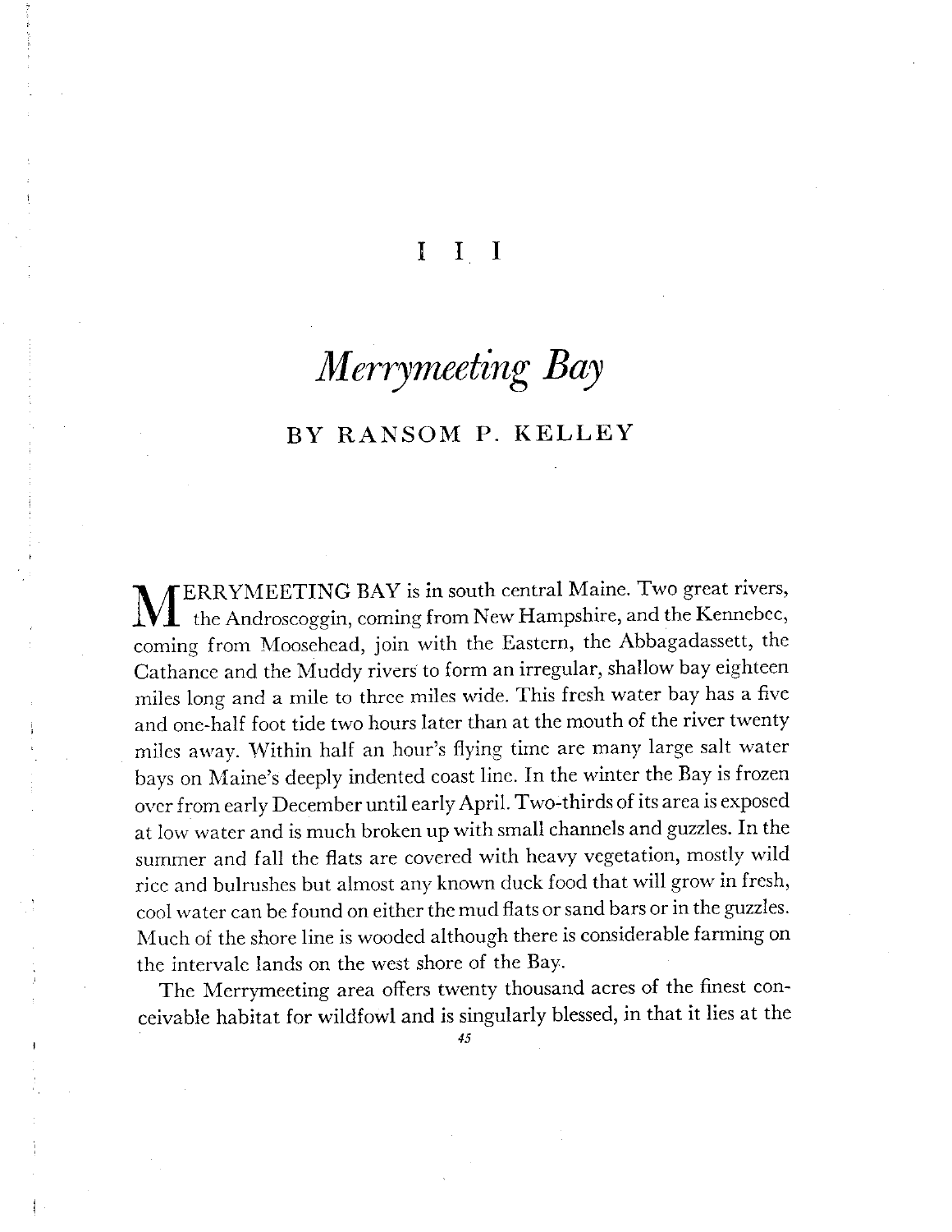# III

# *Merrymeeting Bay*

## BY RANSOM P. KELLEY

MERRYMEETING BAY is in south central Maine. Two great rivers, the Androscoggin, coming from New Hampshire, and the Kennebec, coming from Moosehead, join with the Eastern, the Abbagadassett, the Cathance and the Muddy rivers to form an irregular, shallow bay eighteen miles long and a mile to three miles wide. This fresh water bay has a five and one-half foot tide two hours later than at the mouth of the river twenty miles away. Within half an hour's flying time are many large salt water bays on Maine's deeply indented coast line. In the winter the Bay is frozen over from early December until early April. Two-thirds of its area is exposed at low water and is much broken up with small channels and guzzles. In the summer and fall the flats are covered with heavy vegetation, mostly wild rice and bulrushes but almost any known duck food that will grow in fresh, cool water can be found on either the mud flats or sand bars or in the guzzles. Much of the shore line is wooded although there is considerable farming on the intervale lands on the west shore of the Bay.

The Merrymeeting area offers twenty thousand acres of the finest conceivable habitat for wildfowl and is singularly blessed, in that it lies at the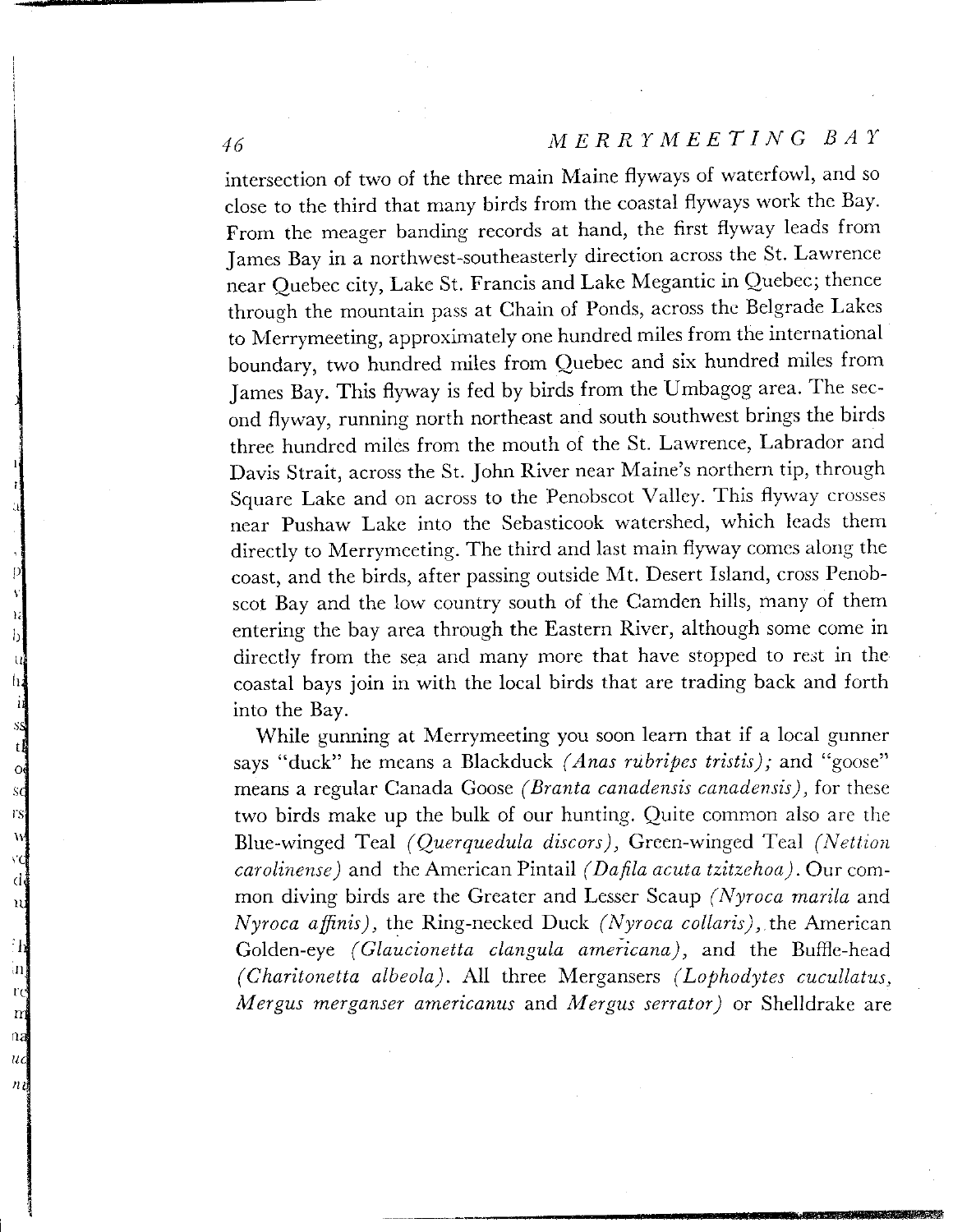intersection of two of the three main Maine flyways of waterfowl, and so close to the third that many birds from the coastal flyways work the Bay. From the meager banding records at hand, the first flyway leads from James Bay in a northwest-southeasterly direction across the St. Lawrence near Quebec city, Lake St. Francis and Lake Megantic in Quebec; thence through the mountain pass at Chain of Ponds, across the Belgrade Lakes to Merrymeeting, approximately one hundred miles from the international boundary, two hundred miles from Quebec and six hundred miles from James Bay. This flyway is fed by birds from the Umbagog area. The second flyway, running north northeast and south southwest brings the birds three hundred miles from the mouth of the St. Lawrence, Labrador and Davis Strait, across the St. John River near Maine's northern tip, through Square Lake and on across to the Penobscot Valley. This flyway crosses near Pushaw Lake into the Sebasticook watershed, which leads them directly to Merrymeeting. The third and last main flyway comes along the coast, and the birds, after passing outside Mt. Desert Island, cross Penobscot Bay and the low country south of the Camden hills, many of them entering the bay area through the Eastern River, although some come in directly from the sea and many more that have stopped to rest in the coastal bays join in with the local birds that are trading back and forth into the Bay.

While gunning at Merrymeeting you soon learn that if a local gunner says "duck" he means a Blackduck *(Anas rubripes tristis)*; and "goose" means a regular Canada Goose *(Branta canadensis canadensis)*, for these two birds make up the bulk of our hunting. Quite common also are the Blue-winged Teal *(Querquedula discors)*, Green-winged Teal *(Nettion carolinense)* and the American Pintail *(Dafila acuta tzitzehoa)*. Our common diving birds are the Greater and Lesser Scaup *(Nyroca marila* and *Nyroca affinis)*, the Ring-necked Duck *(Nyroca collaris)*, the American Golden-eye *(Glaucionetta clangula americana)*, and the Buffle-head *(Charitonetta albeola)*. All three Mergansers *(Lophodytes cucullatus, Mergus merganser americanus* and *Mergus serrator)* or Shelldrake are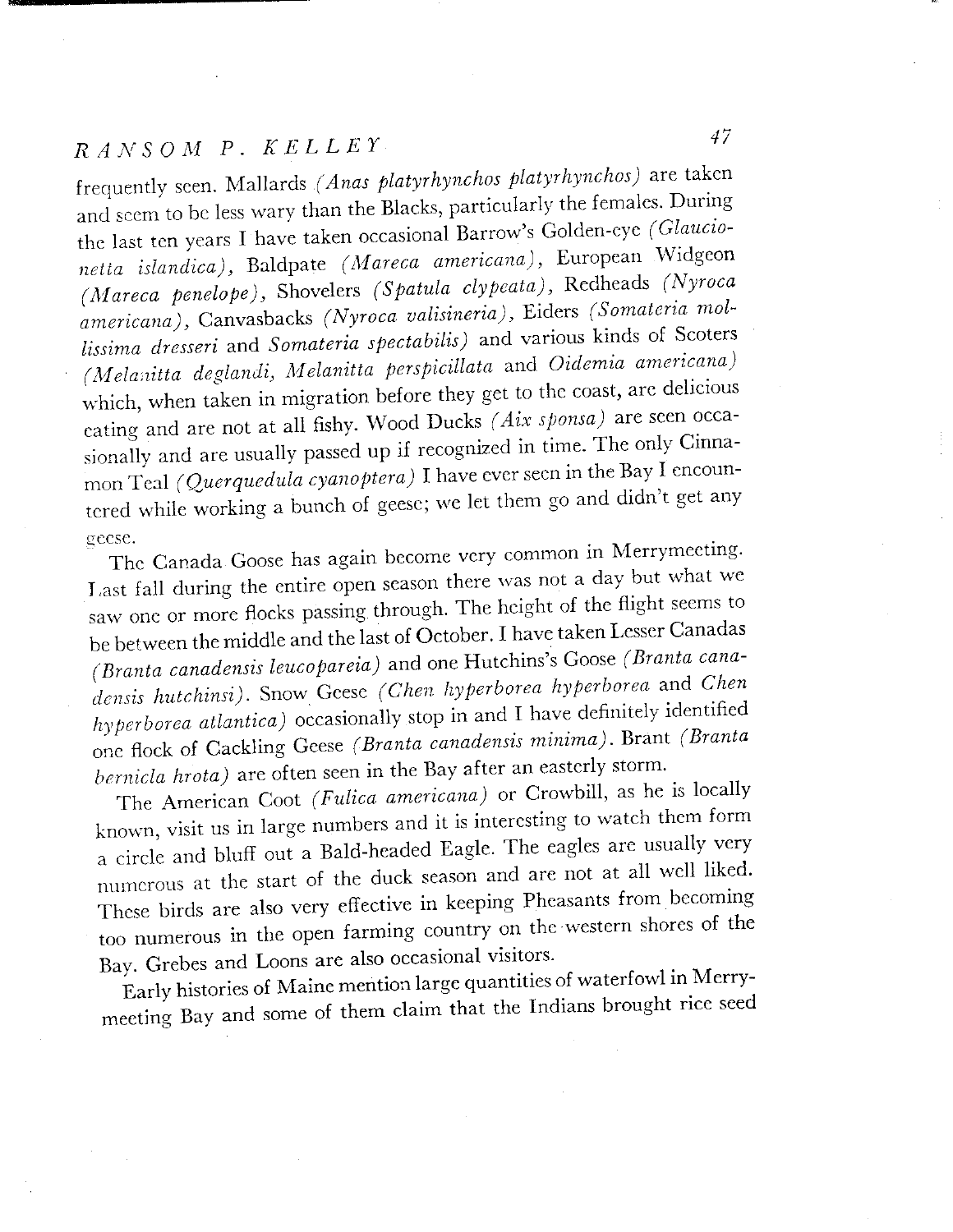frequently seen. Mallards *(Anas platyrhynchos platyrhynchos)* are taken and seem to be less wary than the Blacks, particularly the females. During the last ten years I have taken occasional Barrow's Golden-eye *(Glaucionetta islandica)*, Baldpate *(Mareca americana)*, European Widgeon *(Mareca penelope)*, Shovelers *(Spatula clypeata)*, Redheads *(Nyroca americana)*, Canvasbacks *(Nyroca valisineria)*, Eiders *(Somateria mollissima dresseri* and *Somateria spectabilis)* and various kinds of Scoters *(Melanitta deglandi, Melanitta perspicillata* and *Oidemia americana)* which, when taken in migration before they get to the coast, are delicious eating and are not at all fishy. Wood Ducks *(Aix sponsa)* are seen occasionally and are usually passed up if recognized in time. The only Cinnamon Teal *(Querquedula cyanoptera)* I have ever seen in the Bay I encountered while working a bunch of geese; we let them go and didn't get any geese.

The Canada Goose has again become very common in Merrymeeting. Last fall during the entire open season there was not a day but what we saw one or more flocks passing through. The height of the flight seems to be between the middle and the last of October. I have taken Lesser Canadas *(Branta canadensis leucopareia)* and one Hutchins's Goose *(Branta canadensis hutchinsi)*. Snow Geese *(Chen hyperborea hyperborea* and *Chen hyperborea atlantica)* occasionally stop in and I have definitely identified one flock of Cackling Geese *(Branta canadensis minima)*. Brant *(Branta bernicla hrota)* are often seen in the Bay after an easterly storm.

The American Coot *(Fulica americana)* or Crowbill, as he is locally known, visit us in large numbers and it is interesting to watch them form a circle and bluff out a Bald-headed Eagle. The eagles are usually very numerous at the start of the duck season and are not at all well liked. These birds are also very effective in keeping Pheasants from becoming too numerous in the open farming country on the western shores of the Bay. Grebes and Loons are also occasional visitors.

Early histories of Maine mention large quantities of waterfowl in Merrymeeting Bay and some of them claim that the Indians brought rice seed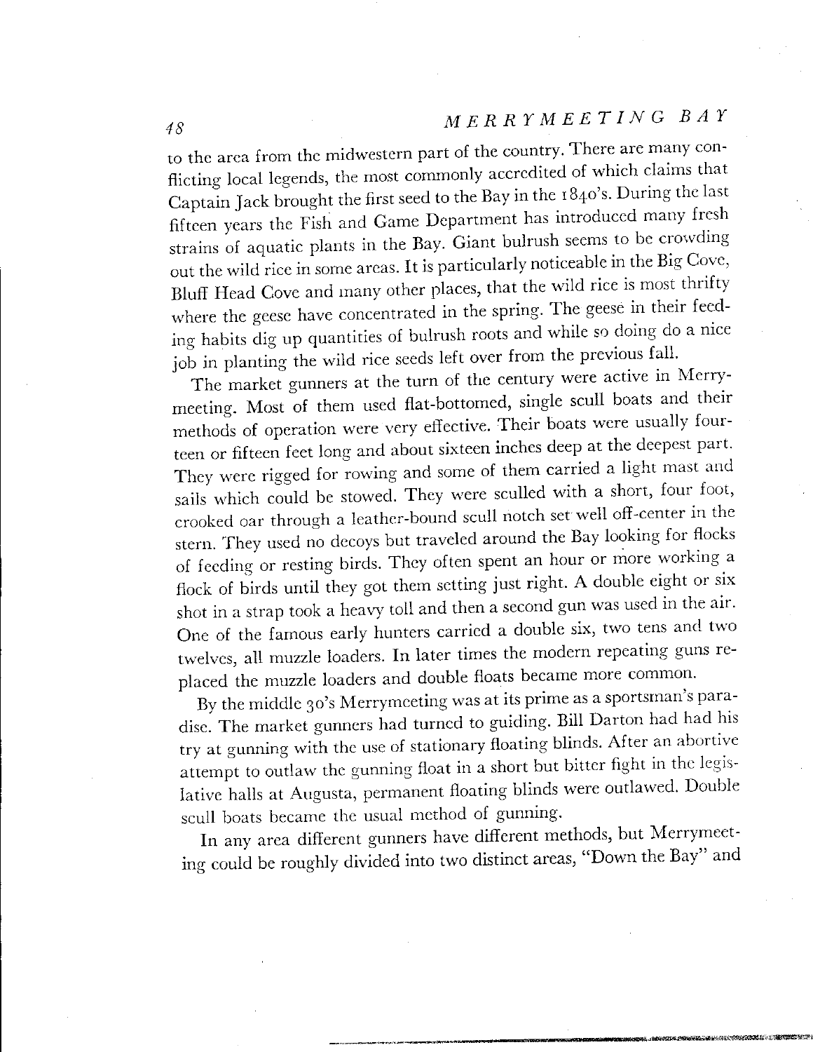to the area from the midwestern part of the country. There are many conflicting local legends, the most commonly accredited of which claims that Captain Jack brought the first seed to the Bay in the 1840's. During the last fifteen years the Fish and Game Department has introduced many fresh strains of aquatic plants in the Bay. Giant bulrush seems to be crowding out the wild rice in some areas. It is particularly noticeable in the Big Cove, Bluff Head Cove and many other places, that the wild rice is most thrifty where the geese have concentrated in the spring. The geese in their feeding habits dig up quantities of bulrush roots and while so doing do a nice job in planting the wild rice seeds left over from the previous fall.

The market gunners at the turn of the century were active in Merrymeeting. Most of them used flat-bottomed, single scull boats and their methods of operation were very effective. Their boats were usually fourteen or fifteen feet long and about sixteen inches deep at the deepest part. They were rigged for rowing and some of them carried a light mast and sails which could be stowed. They were sculled with a short, four foot, crooked oar through a leather-bound scull notch set well off-center in the stern. They used no decoys but traveled around the Bay looking for flocks of feeding or resting birds. They often spent an hour or more working a flock of birds until they got them setting just right. A double eight or six shot in a strap took a heavy toll and then a second gun was used in the air. One of the famous early hunters carried a double six, two tens and two twelves, all muzzle loaders. In later times the modern repeating guns replaced the muzzle loaders and double floats became more common.

By the middle 30's Merrymeeting was at its prime as a sportsman's paradise. The market gunners had turned to guiding. Bill Darton had had his try at gunning with the use of stationary floating blinds. After an abortive attempt to outlaw the gunning float in a short but bitter fight in the legislative halls at Augusta, permanent floating blinds were outlawed. Double scull boats became the usual method of gunning.

In any area different gunners have different methods, but Merrymeeting could be roughly divided into two distinct areas, "Down the Bay" and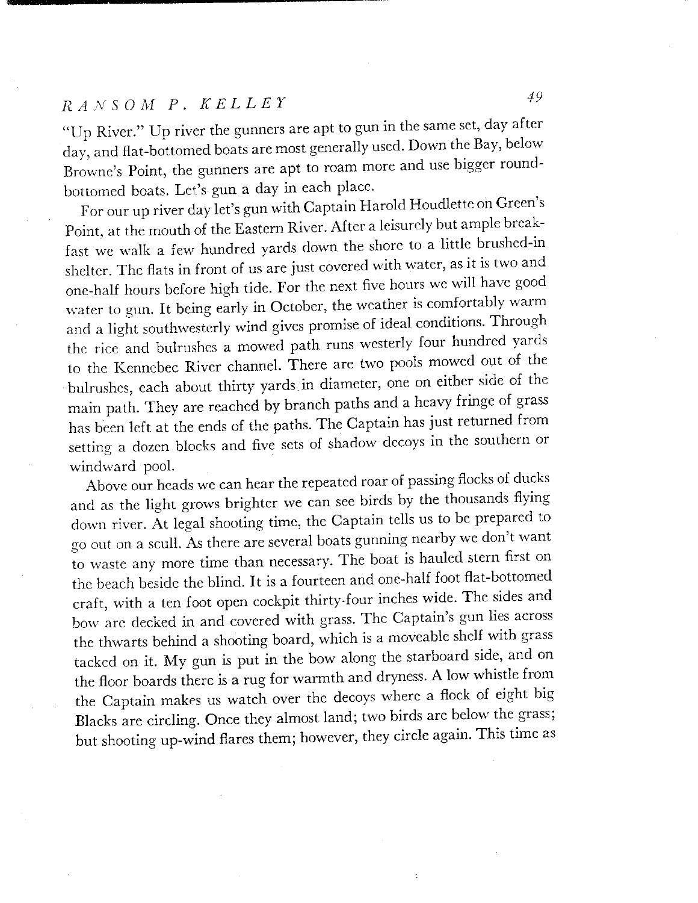"Up River." Up river the gunners are apt to gun in the same set, day after day, and flat-bottomed boats are most generally used. Down the Bay, below Browne's Point, the gunners are apt to roam more and use bigger round-bottomed boats. Let's gun a day in each place.

For our up river day let's gun with Captain Harold Houdlette on Green's Point, at the mouth of the Eastern River. After a leisurely but ample breakfast we walk a few hundred yards down the shore to a little brushed-in shelter. The flats in front of us are just covered with water, as it is two and one-half hours before high tide. For the next five hours we will have good water to gun. It being early in October, the weather is comfortably warm and a light southwesterly wind gives promise of ideal conditions. Through the rice and bulrushes a mowed path runs westerly four hundred yards to the Kennebec River channel. There are two pools mowed out of the bulrushes, each about thirty yards in diameter, one on either side of the main path. They are reached by branch paths and a heavy fringe of grass has been left at the ends of the paths. The Captain has just returned from setting a dozen blocks and five sets of shadow decoys in the southern or windward pool.

Above our heads we can hear the repeated roar of passing flocks of ducks and as the light grows brighter we can see birds by the thousands flying down river. At legal shooting time, the Captain tells us to be prepared to go out on a scull. As there are several boats gunning nearby we don't want to waste any more time than necessary. The boat is hauled stern first on the beach beside the blind. It is a fourteen and one-half foot flat-bottomed craft, with a ten foot open cockpit thirty-four inches wide. The sides and bow are decked in and covered with grass. The Captain's gun lies across the thwarts behind a shooting board, which is a moveable shelf with grass tacked on it. My gun is put in the bow along the starboard side, and on the floor boards there is a rug for warmth and dryness. A low whistle from the Captain makes us watch over the decoys where a flock of eight big Blacks are circling. Once they almost land; two birds are below the grass; but shooting up-wind flares them; however, they circle again. This time as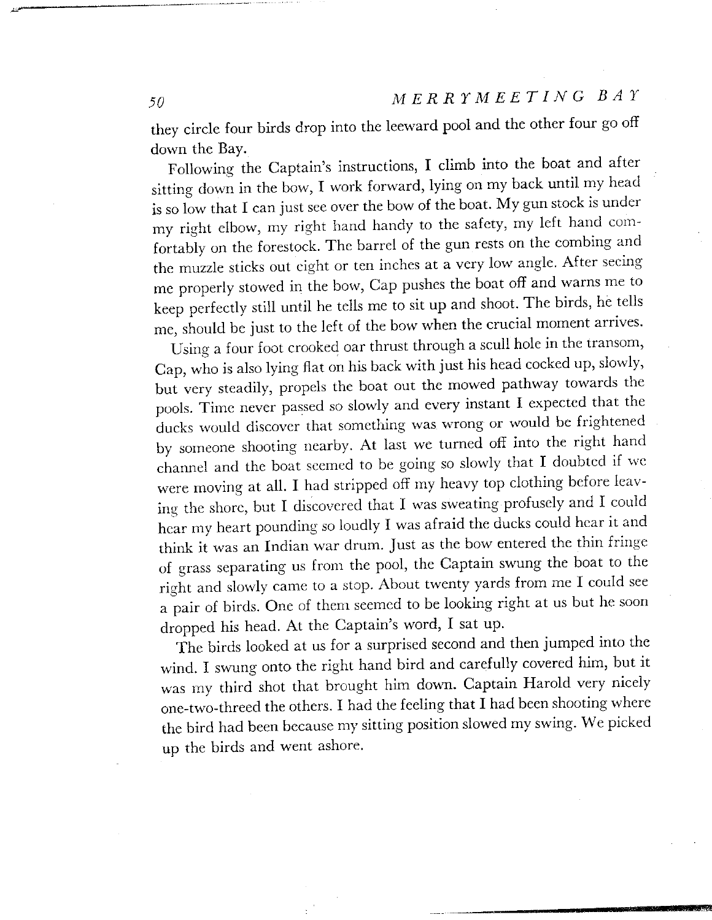they circle four birds drop into the leeward pool and the other four go off down the Bay.

Following the Captain's instructions, I climb into the boat and after sitting down in the bow, I work forward, lying on my back until my head is so low that I can just see over the bow of the boat. My gun stock is under my right elbow, my right hand handy to the safety, my left hand comfortably on the forestock. The barrel of the gun rests on the combing and the muzzle sticks out eight or ten inches at a very low angle. After seeing me properly stowed in the bow, Cap pushes the boat off and warns me to keep perfectly still until he tells me to sit up and shoot. The birds, he tells me, should be just to the left of the bow when the crucial moment arrives.

Using a four foot crooked oar thrust through a scull hole in the transom, Cap, who is also lying flat on his back with just his head cocked up, slowly, but very steadily, propels the boat out the mowed pathway towards the pools. Time never passed so slowly and every instant I expected that the ducks would discover that something was wrong or would be frightened by someone shooting nearby. At last we turned off into the right hand channel and the boat seemed to be going so slowly that I doubted if we were moving at all. I had stripped off my heavy top clothing before leaving the shore, but I discovered that I was sweating profusely and I could hear my heart pounding so loudly I was afraid the ducks could hear it and think it was an Indian war drum. Just as the bow entered the thin fringe of grass separating us from the pool, the Captain swung the boat to the right and slowly came to a stop. About twenty yards from me I could see a pair of birds. One of them seemed to be looking right at us but he soon dropped his head. At the Captain's word, I sat up.

The birds looked at us for a surprised second and then jumped into the wind. I swung onto the right hand bird and carefully covered him, but it was my third shot that brought him down. Captain Harold very nicely one-two-threed the others. I had the feeling that I had been shooting where the bird had been because my sitting position slowed my swing. We picked up the birds and went ashore.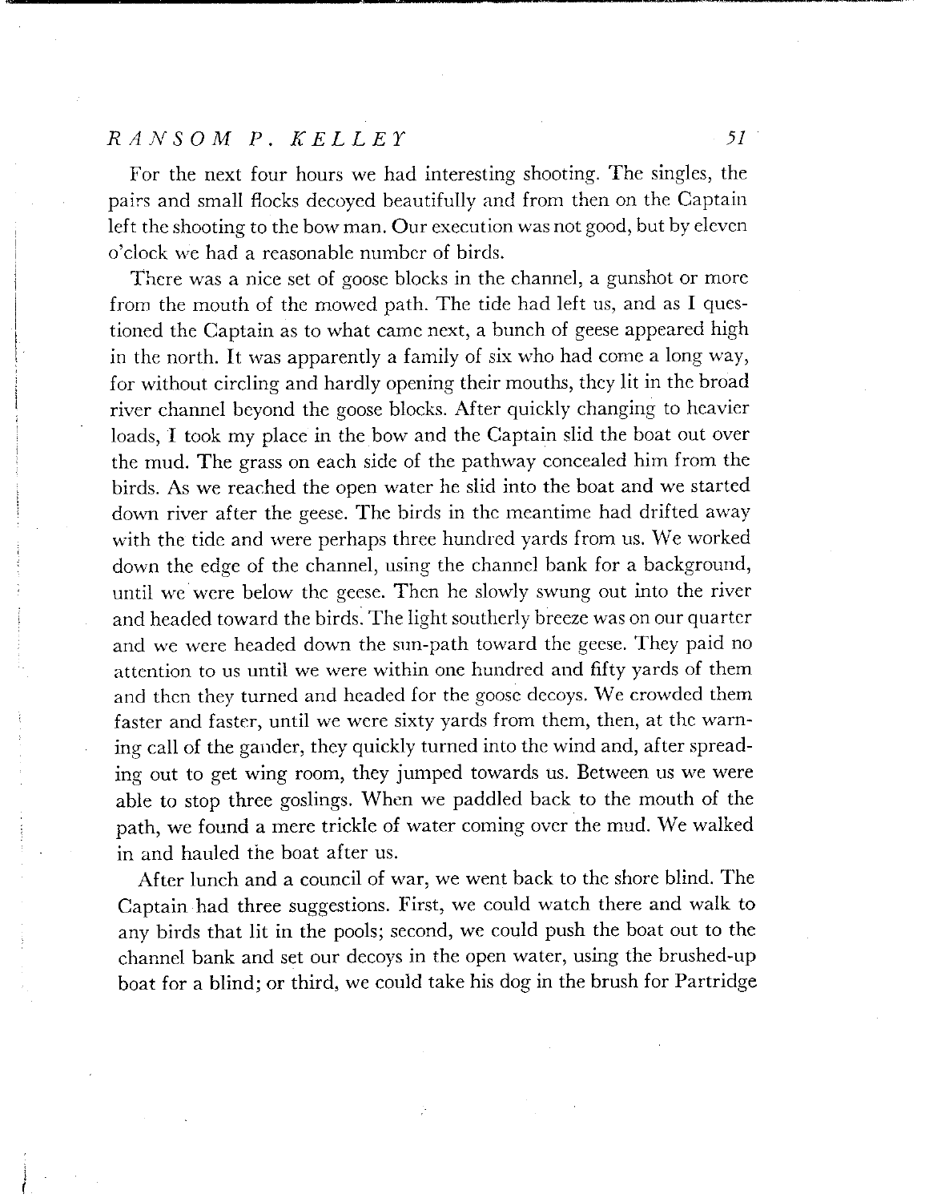For the next four hours we had interesting shooting. The singles, the pairs and small flocks decoyed beautifully and from then on the Captain left the shooting to the bow man. Our execution was not good, but by eleven o'clock we had a reasonable number of birds.

There was a nice set of goose blocks in the channel, a gunshot or more from the mouth of the mowed path. The tide had left us, and as I questioned the Captain as to what came next, a bunch of geese appeared high in the north. It was apparently a family of six who had come a long way, for without circling and hardly opening their mouths, they lit in the broad river channel beyond the goose blocks. After quickly changing to heavier loads, I took my place in the bow and the Captain slid the boat out over the mud. The grass on each side of the pathway concealed him from the birds. As we reached the open water he slid into the boat and we started down river after the geese. The birds in the meantime had drifted away with the tide and were perhaps three hundred yards from us. We worked down the edge of the channel, using the channel bank for a background, until we were below the geese. Then he slowly swung out into the river and headed toward the birds. The light southerly breeze was on our quarter and we were headed down the sun-path toward the geese. They paid no attention to us until we were within one hundred and fifty yards of them and then they turned and headed for the goose decoys. We crowded them faster and faster, until we were sixty yards from them, then, at the warning call of the gander, they quickly turned into the wind and, after spreading out to get wing room, they jumped towards us. Between us we were able to stop three goslings. When we paddled back to the mouth of the path, we found a mere trickle of water coming over the mud. We walked in and hauled the boat after us.

After lunch and a council of war, we went back to the shore blind. The Captain had three suggestions. First, we could watch there and walk to any birds that lit in the pools; second, we could push the boat out to the channel bank and set our decoys in the open water, using the brushed-up boat for a blind; or third, we could take his dog in the brush for Partridge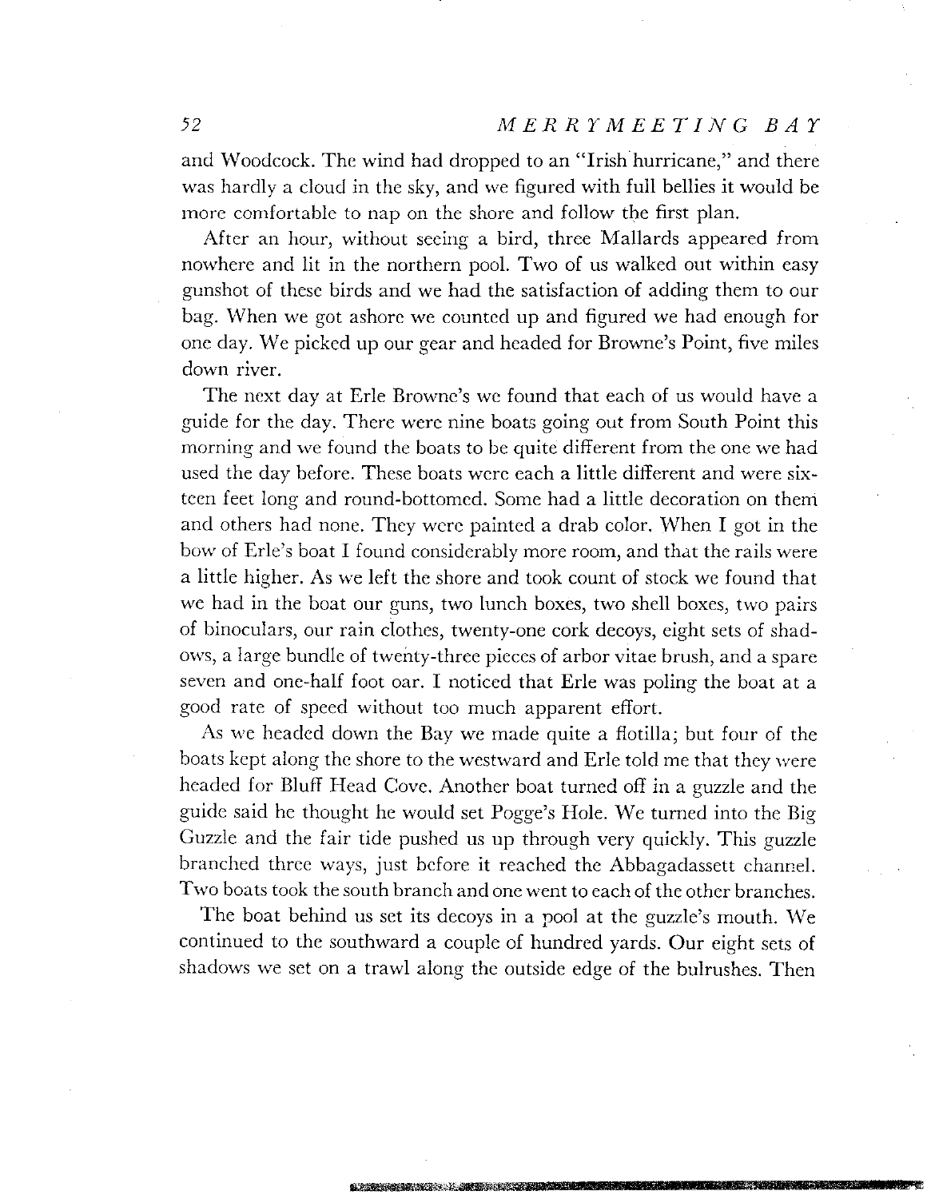and Woodcock. The wind had dropped to an "Irish hurricane," and there was hardly a cloud in the sky, and we figured with full bellies it would be more comfortable to nap on the shore and follow the first plan.

After an hour, without seeing a bird, three Mallards appeared from nowhere and lit in the northern pool. Two of us walked out within easy gunshot of these birds and we had the satisfaction of adding them to our bag. When we got ashore we counted up and figured we had enough for one day. We picked up our gear and headed for Browne's Point, five miles down river.

The next day at Erle Browne's we found that each of us would have a guide for the day. There were nine boats going out from South Point this morning and we found the boats to be quite different from the one we had used the day before. These boats were each a little different and were sixteen feet long and round-bottomed. Some had a little decoration on them and others had none. They were painted a drab color. When I got in the bow of Erle's boat I found considerably more room, and that the rails were a little higher. As we left the shore and took count of stock we found that we had in the boat our guns, two lunch boxes, two shell boxes, two pairs of binoculars, our rain clothes, twenty-one cork decoys, eight sets of shadows, a large bundle of twenty-three pieces of arbor vitae brush, and a spare seven and one-half foot oar. I noticed that Erle was poling the boat at a good rate of speed without too much apparent effort.

As we headed down the Bay we made quite a flotilla; but four of the boats kept along the shore to the westward and Erle told me that they were headed for Bluff Head Cove. Another boat turned off in a guzzle and the guide said he thought he would set Pogge's Hole. We turned into the Big Guzzle and the fair tide pushed us up through very quickly. This guzzle branched three ways, just before it reached the Abbagadassett channel. Two boats took the south branch and one went to each of the other branches.

The boat behind us set its decoys in a pool at the guzzle's mouth. We continued to the southward a couple of hundred yards. Our eight sets of shadows we set on a trawl along the outside edge of the bulrushes. Then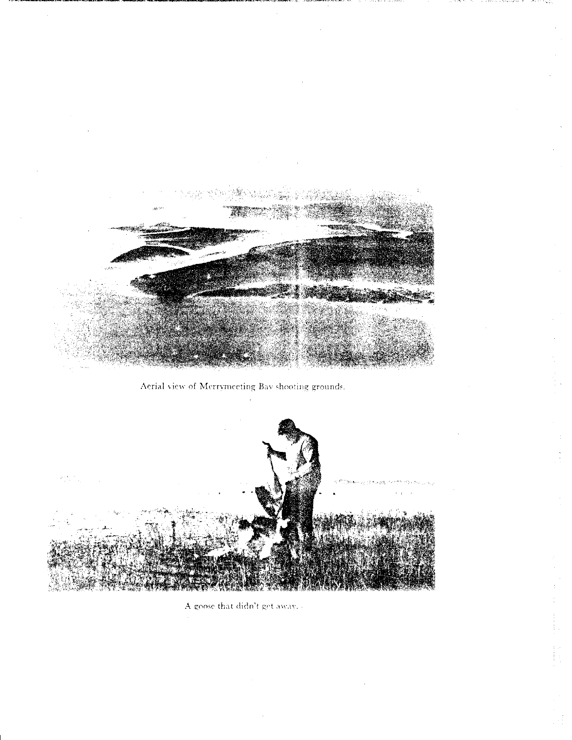Aerial view of Merrymeeting Bay shooting grounds.

A goose that didn't get away.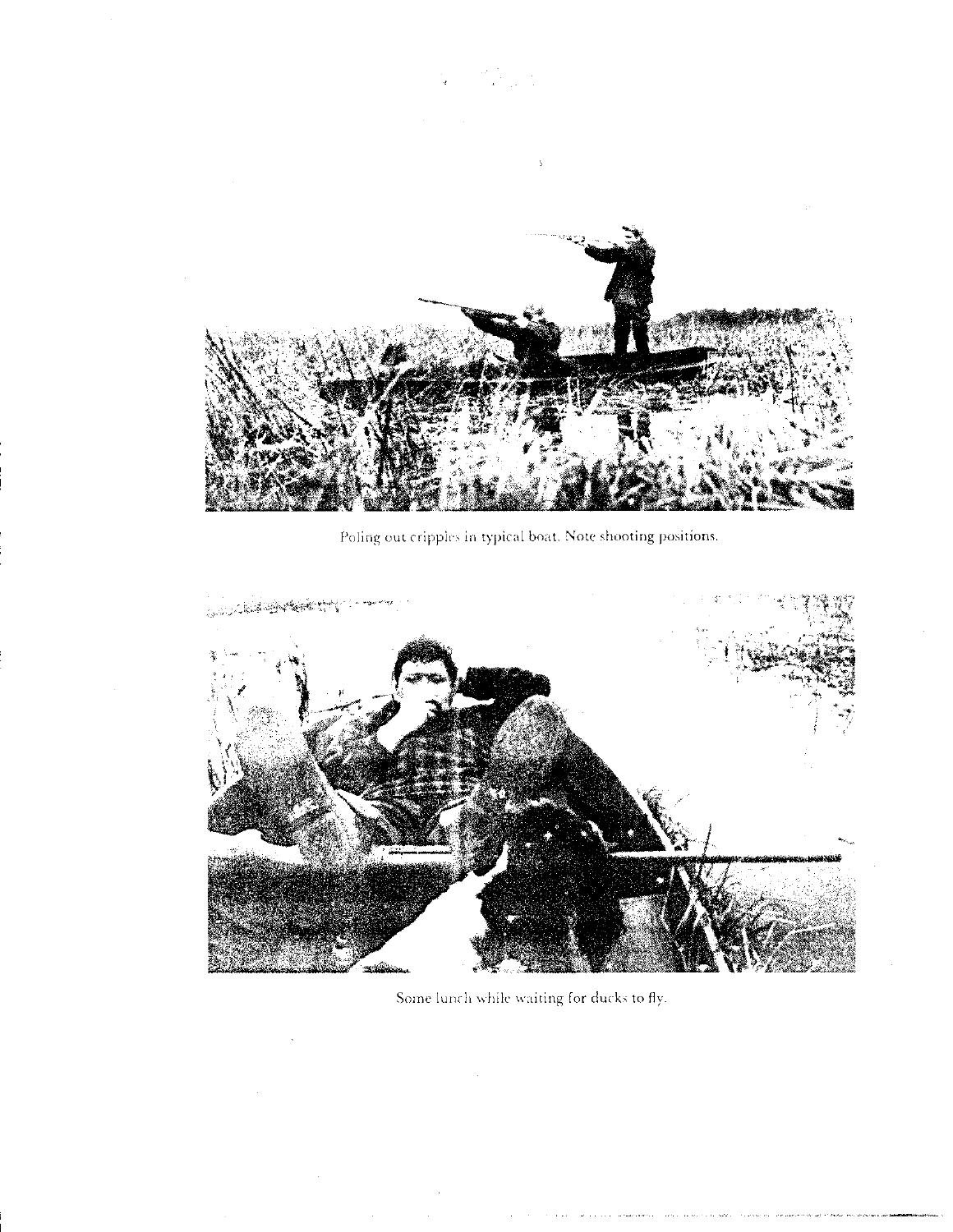Poling out cripples in typical boat. Note shooting positions.

Some lunch while waiting for ducks to fly.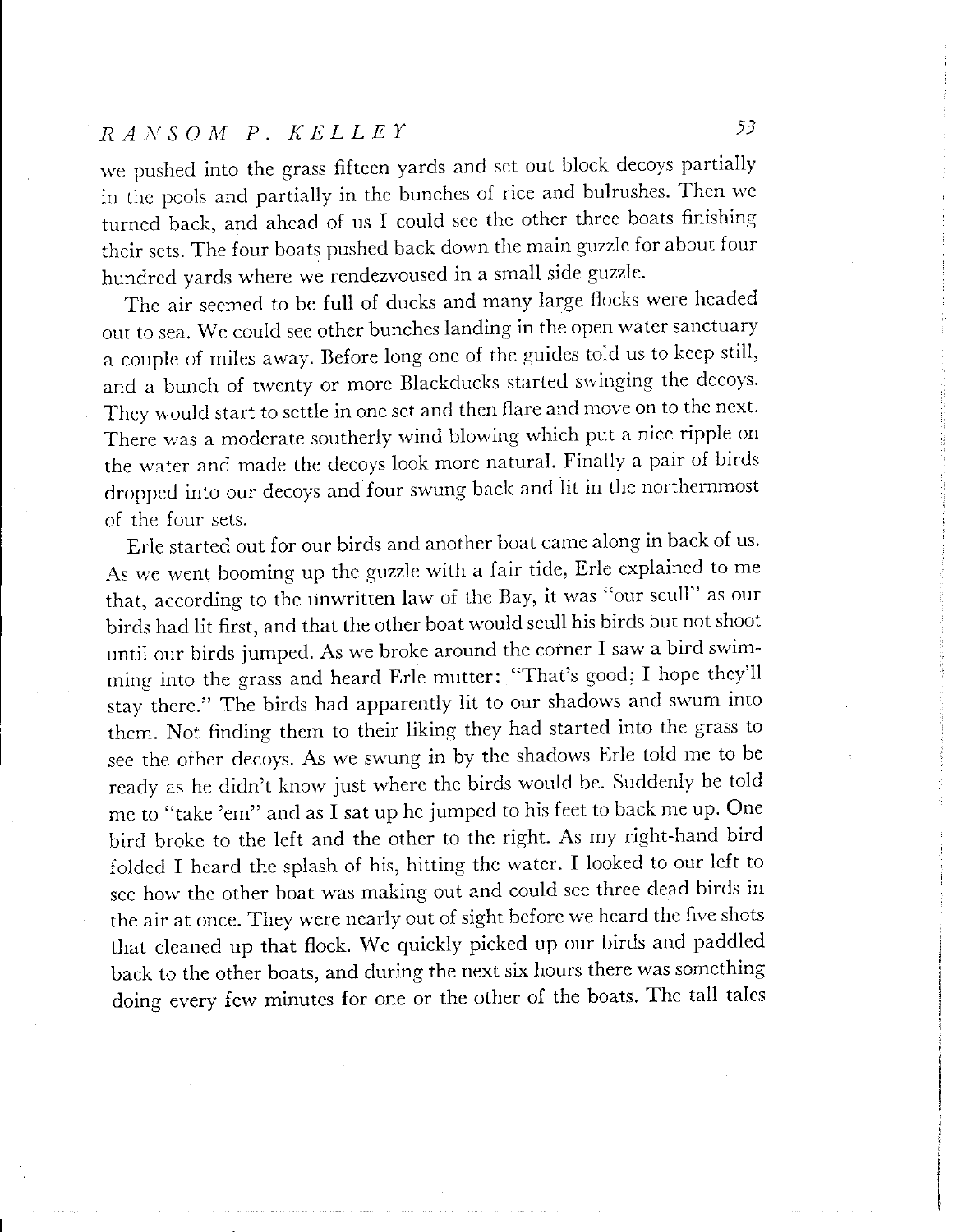we pushed into the grass fifteen yards and set out block decoys partially in the pools and partially in the bunches of rice and bulrushes. Then we turned back, and ahead of us I could see the other three boats finishing their sets. The four boats pushed back down the main guzzle for about four hundred yards where we rendezvoused in a small side guzzle.

The air seemed to be full of ducks and many large flocks were headed out to sea. We could see other bunches landing in the open water sanctuary a couple of miles away. Before long one of the guides told us to keep still, and a bunch of twenty or more Blackducks started swinging the decoys. They would start to settle in one set and then flare and move on to the next. There was a moderate southerly wind blowing which put a nice ripple on the water and made the decoys look more natural. Finally a pair of birds dropped into our decoys and four swung back and lit in the northernmost of the four sets.

Erle started out for our birds and another boat came along in back of us. As we went booming up the guzzle with a fair tide, Erle explained to me that, according to the unwritten law of the Bay, it was "our scull" as our birds had lit first, and that the other boat would scull his birds but not shoot until our birds jumped. As we broke around the corner I saw a bird swimming into the grass and heard Erle mutter: "That's good; I hope they'll stay there." The birds had apparently lit to our shadows and swum into them. Not finding them to their liking they had started into the grass to see the other decoys. As we swung in by the shadows Erle told me to be ready as he didn't know just where the birds would be. Suddenly he told me to "take 'em" and as I sat up he jumped to his feet to back me up. One bird broke to the left and the other to the right. As my right-hand bird folded I heard the splash of his, hitting the water. I looked to our left to see how the other boat was making out and could see three dead birds in the air at once. They were nearly out of sight before we heard the five shots that cleaned up that flock. We quickly picked up our birds and paddled back to the other boats, and during the next six hours there was something doing every few minutes for one or the other of the boats. The tall tales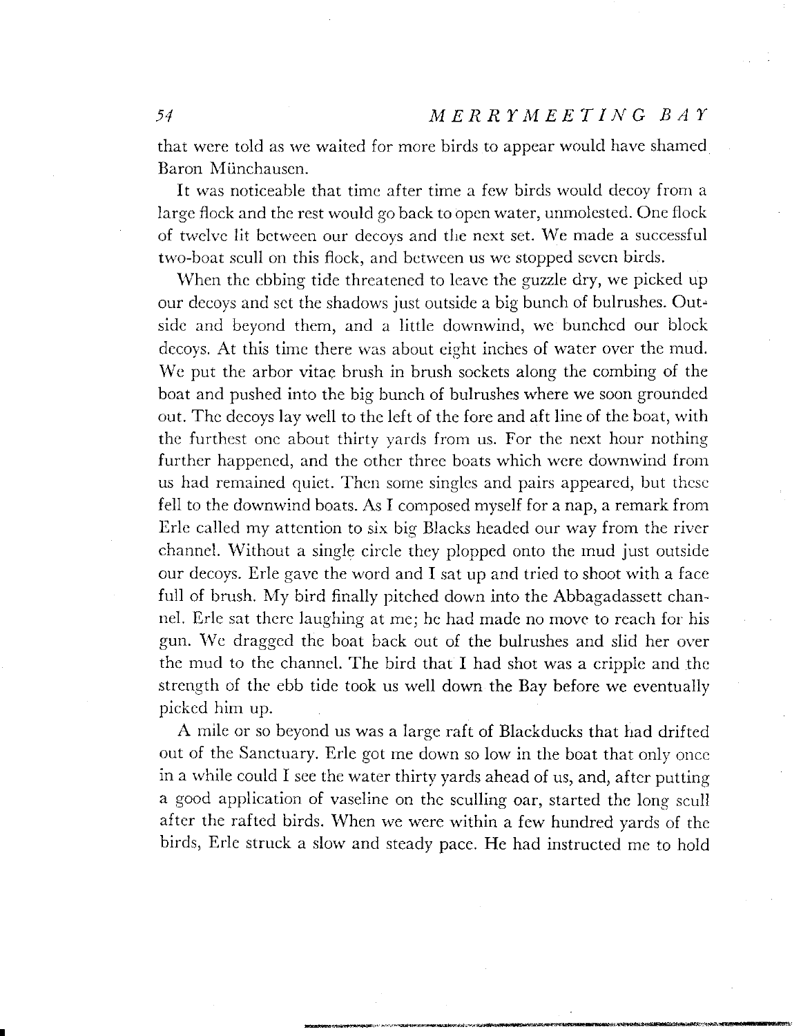that were told as we waited for more birds to appear would have shamed Baron Münchausen.

It was noticeable that time after time a few birds would decoy from a large flock and the rest would go back to open water, unmolested. One flock of twelve lit between our decoys and the next set. We made a successful two-boat scull on this flock, and between us we stopped seven birds.

When the ebbing tide threatened to leave the guzzle dry, we picked up our decoys and set the shadows just outside a big bunch of bulrushes. Outside and beyond them, and a little downwind, we bunched our block decoys. At this time there was about eight inches of water over the mud. We put the arbor vitae brush in brush sockets along the combing of the boat and pushed into the big bunch of bulrushes where we soon grounded out. The decoys lay well to the left of the fore and aft line of the boat, with the furthest one about thirty yards from us. For the next hour nothing further happened, and the other three boats which were downwind from us had remained quiet. Then some singles and pairs appeared, but these fell to the downwind boats. As I composed myself for a nap, a remark from Erle called my attention to six big Blacks headed our way from the river channel. Without a single circle they plopped onto the mud just outside our decoys. Erle gave the word and I sat up and tried to shoot with a face full of brush. My bird finally pitched down into the Abbagadassett channel. Erle sat there laughing at me; he had made no move to reach for his gun. We dragged the boat back out of the bulrushes and slid her over the mud to the channel. The bird that I had shot was a cripple and the strength of the ebb tide took us well down the Bay before we eventually picked him up.

A mile or so beyond us was a large raft of Blackducks that had drifted out of the Sanctuary. Erle got me down so low in the boat that only once in a while could I see the water thirty yards ahead of us, and, after putting a good application of vaseline on the sculling oar, started the long scull after the rafted birds. When we were within a few hundred yards of the birds, Erle struck a slow and steady pace. He had instructed me to hold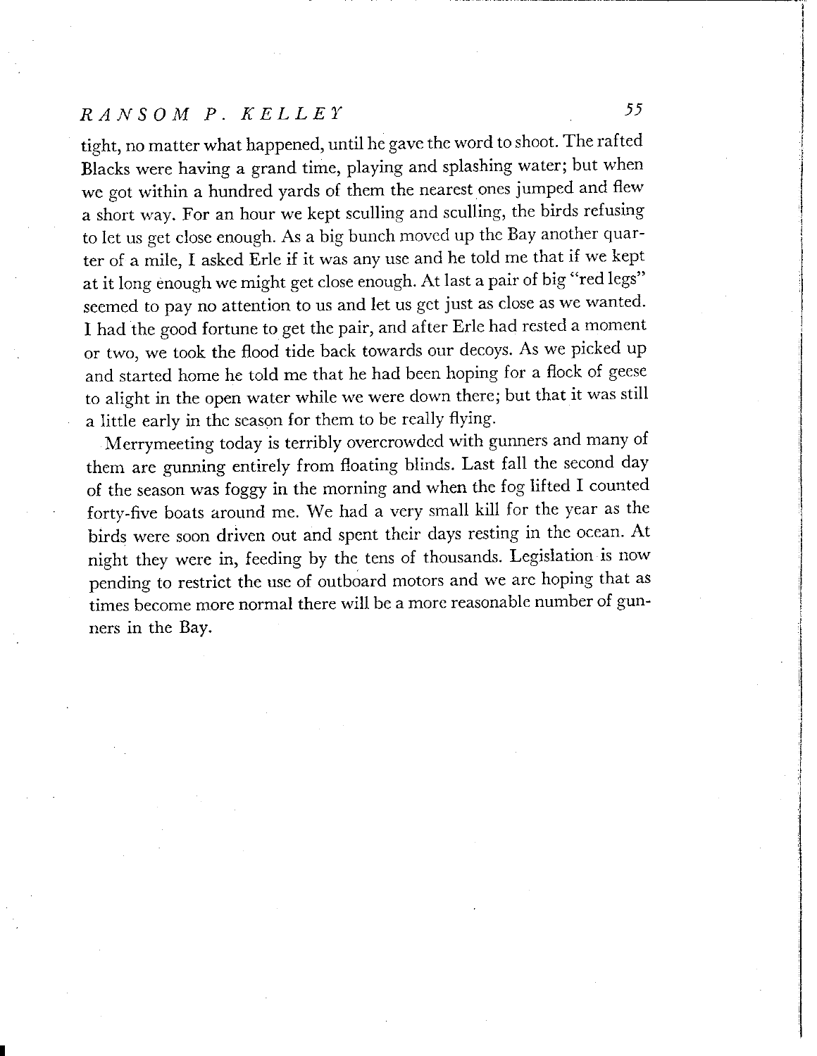tight, no matter what happened, until he gave the word to shoot. The rafted Blacks were having a grand time, playing and splashing water; but when we got within a hundred yards of them the nearest ones jumped and flew a short way. For an hour we kept sculling and sculling, the birds refusing to let us get close enough. As a big bunch moved up the Bay another quarter of a mile, I asked Erle if it was any use and he told me that if we kept at it long enough we might get close enough. At last a pair of big "red legs" seemed to pay no attention to us and let us get just as close as we wanted. I had the good fortune to get the pair, and after Erle had rested a moment or two, we took the flood tide back towards our decoys. As we picked up and started home he told me that he had been hoping for a flock of geese to alight in the open water while we were down there; but that it was still a little early in the season for them to be really flying.

Merrymeeting today is terribly overcrowded with gunners and many of them are gunning entirely from floating blinds. Last fall the second day of the season was foggy in the morning and when the fog lifted I counted forty-five boats around me. We had a very small kill for the year as the birds were soon driven out and spent their days resting in the ocean. At night they were in, feeding by the tens of thousands. Legislation is now pending to restrict the use of outboard motors and we are hoping that as times become more normal there will be a more reasonable number of gunners in the Bay.